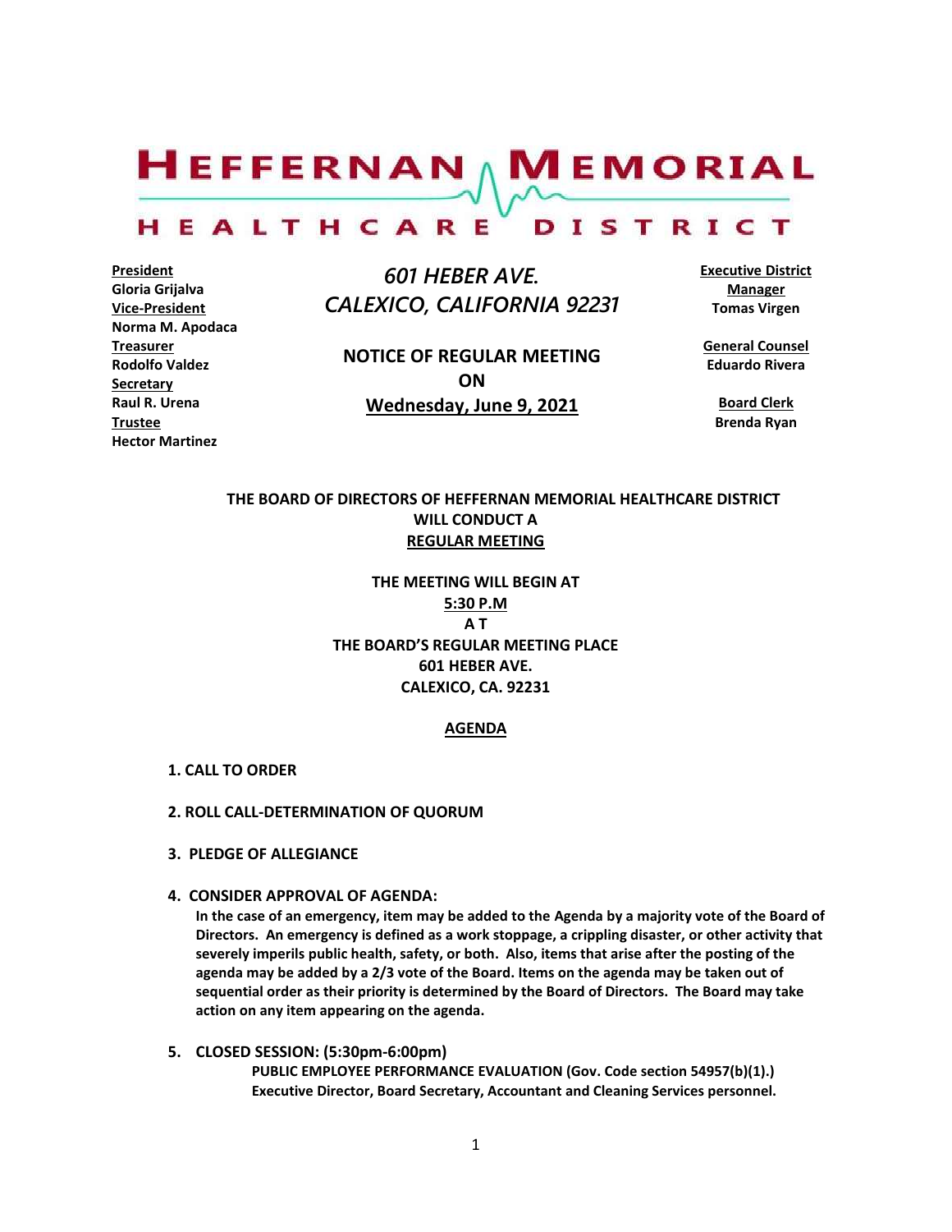# HEFFERNAN MEMORIAL HEALTHCARE DISTRICT

**President**
**Gloria Grijalva**
**Vice-President**
**Norma M. Apodaca**
**Treasurer**
**Rodolfo Valdez**
**Secretary**
**Raul R. Urena**
**Trustee**
**Hector Martinez**

*601 HEBER AVE.*
*CALEXICO, CALIFORNIA 92231*

**NOTICE OF REGULAR MEETING**
**ON**
**Wednesday, June 9, 2021**

**Executive District Manager**
**Tomas Virgen**

**General Counsel**
**Eduardo Rivera**

**Board Clerk**
**Brenda Ryan**

**THE BOARD OF DIRECTORS OF HEFFERNAN MEMORIAL HEALTHCARE DISTRICT WILL CONDUCT A REGULAR MEETING**

**THE MEETING WILL BEGIN AT**
**5:30 P.M**
**A T**
**THE BOARD'S REGULAR MEETING PLACE**
**601 HEBER AVE.**
**CALEXICO, CA. 92231**

## AGENDA

**1. CALL TO ORDER**

**2. ROLL CALL-DETERMINATION OF QUORUM**

**3. PLEDGE OF ALLEGIANCE**

**4. CONSIDER APPROVAL OF AGENDA:**
**In the case of an emergency, item may be added to the Agenda by a majority vote of the Board of Directors. An emergency is defined as a work stoppage, a crippling disaster, or other activity that severely imperils public health, safety, or both. Also, items that arise after the posting of the agenda may be added by a 2/3 vote of the Board. Items on the agenda may be taken out of sequential order as their priority is determined by the Board of Directors. The Board may take action on any item appearing on the agenda.**

**5. CLOSED SESSION: (5:30pm-6:00pm)**
**PUBLIC EMPLOYEE PERFORMANCE EVALUATION (Gov. Code section 54957(b)(1).)**
**Executive Director, Board Secretary, Accountant and Cleaning Services personnel.**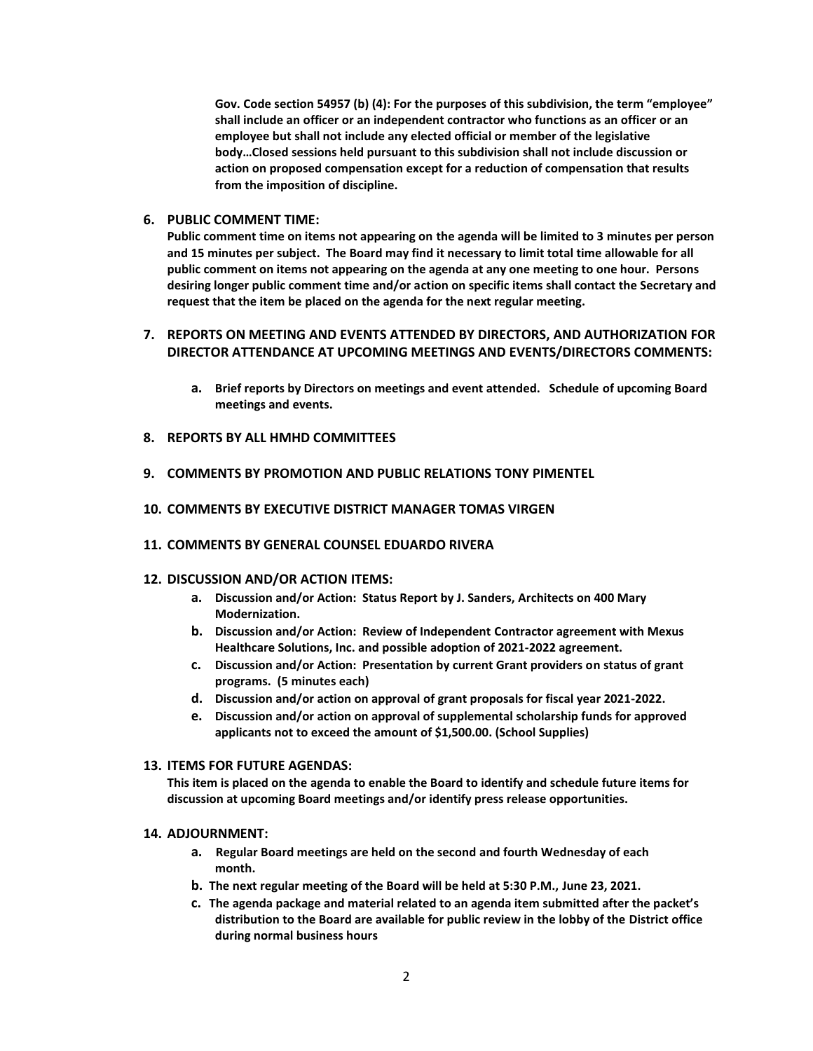**Gov. Code section 54957 (b) (4): For the purposes of this subdivision, the term "employee" shall include an officer or an independent contractor who functions as an officer or an employee but shall not include any elected official or member of the legislative body…Closed sessions held pursuant to this subdivision shall not include discussion or action on proposed compensation except for a reduction of compensation that results from the imposition of discipline.**

**6. PUBLIC COMMENT TIME:**

**Public comment time on items not appearing on the agenda will be limited to 3 minutes per person and 15 minutes per subject. The Board may find it necessary to limit total time allowable for all public comment on items not appearing on the agenda at any one meeting to one hour. Persons desiring longer public comment time and/or action on specific items shall contact the Secretary and request that the item be placed on the agenda for the next regular meeting.**

**7. REPORTS ON MEETING AND EVENTS ATTENDED BY DIRECTORS, AND AUTHORIZATION FOR DIRECTOR ATTENDANCE AT UPCOMING MEETINGS AND EVENTS/DIRECTORS COMMENTS:**

- **a. Brief reports by Directors on meetings and event attended. Schedule of upcoming Board meetings and events.**

**8. REPORTS BY ALL HMHD COMMITTEES**

**9. COMMENTS BY PROMOTION AND PUBLIC RELATIONS TONY PIMENTEL**

**10. COMMENTS BY EXECUTIVE DISTRICT MANAGER TOMAS VIRGEN**

**11. COMMENTS BY GENERAL COUNSEL EDUARDO RIVERA**

**12. DISCUSSION AND/OR ACTION ITEMS:**

- **a. Discussion and/or Action: Status Report by J. Sanders, Architects on 400 Mary Modernization.**
- **b. Discussion and/or Action: Review of Independent Contractor agreement with Mexus Healthcare Solutions, Inc. and possible adoption of 2021-2022 agreement.**
- **c. Discussion and/or Action: Presentation by current Grant providers on status of grant programs. (5 minutes each)**
- **d. Discussion and/or action on approval of grant proposals for fiscal year 2021-2022.**
- **e. Discussion and/or action on approval of supplemental scholarship funds for approved applicants not to exceed the amount of $1,500.00. (School Supplies)**

**13. ITEMS FOR FUTURE AGENDAS:**

**This item is placed on the agenda to enable the Board to identify and schedule future items for discussion at upcoming Board meetings and/or identify press release opportunities.**

**14. ADJOURNMENT:**

- **a. Regular Board meetings are held on the second and fourth Wednesday of each month.**
- **b. The next regular meeting of the Board will be held at 5:30 P.M., June 23, 2021.**
- **c. The agenda package and material related to an agenda item submitted after the packet's distribution to the Board are available for public review in the lobby of the District office during normal business hours**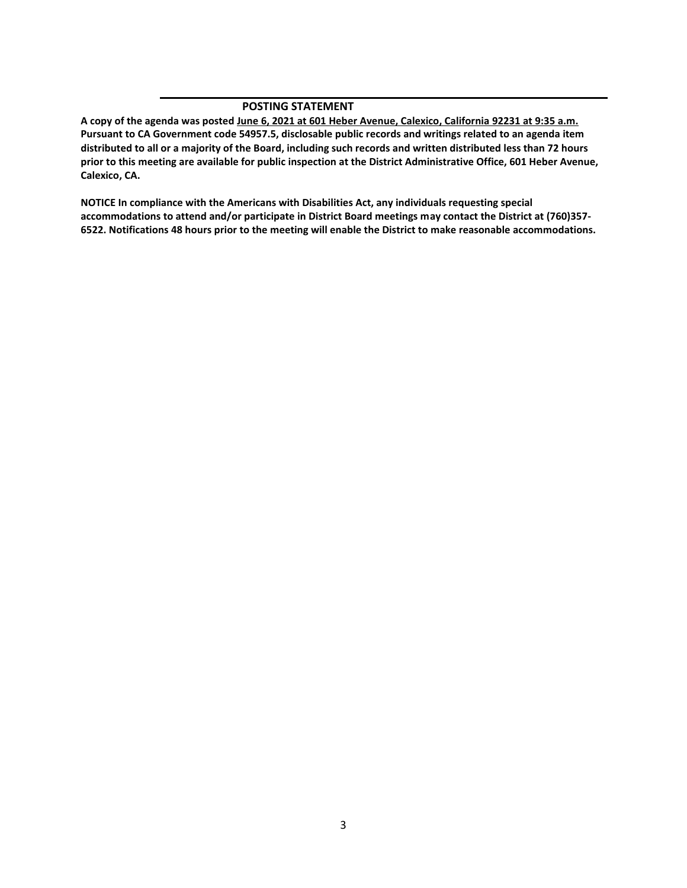## POSTING STATEMENT

**A copy of the agenda was posted June 6, 2021 at 601 Heber Avenue, Calexico, California 92231 at 9:35 a.m. Pursuant to CA Government code 54957.5, disclosable public records and writings related to an agenda item distributed to all or a majority of the Board, including such records and written distributed less than 72 hours prior to this meeting are available for public inspection at the District Administrative Office, 601 Heber Avenue, Calexico, CA.**

**NOTICE In compliance with the Americans with Disabilities Act, any individuals requesting special accommodations to attend and/or participate in District Board meetings may contact the District at (760)357-6522. Notifications 48 hours prior to the meeting will enable the District to make reasonable accommodations.**